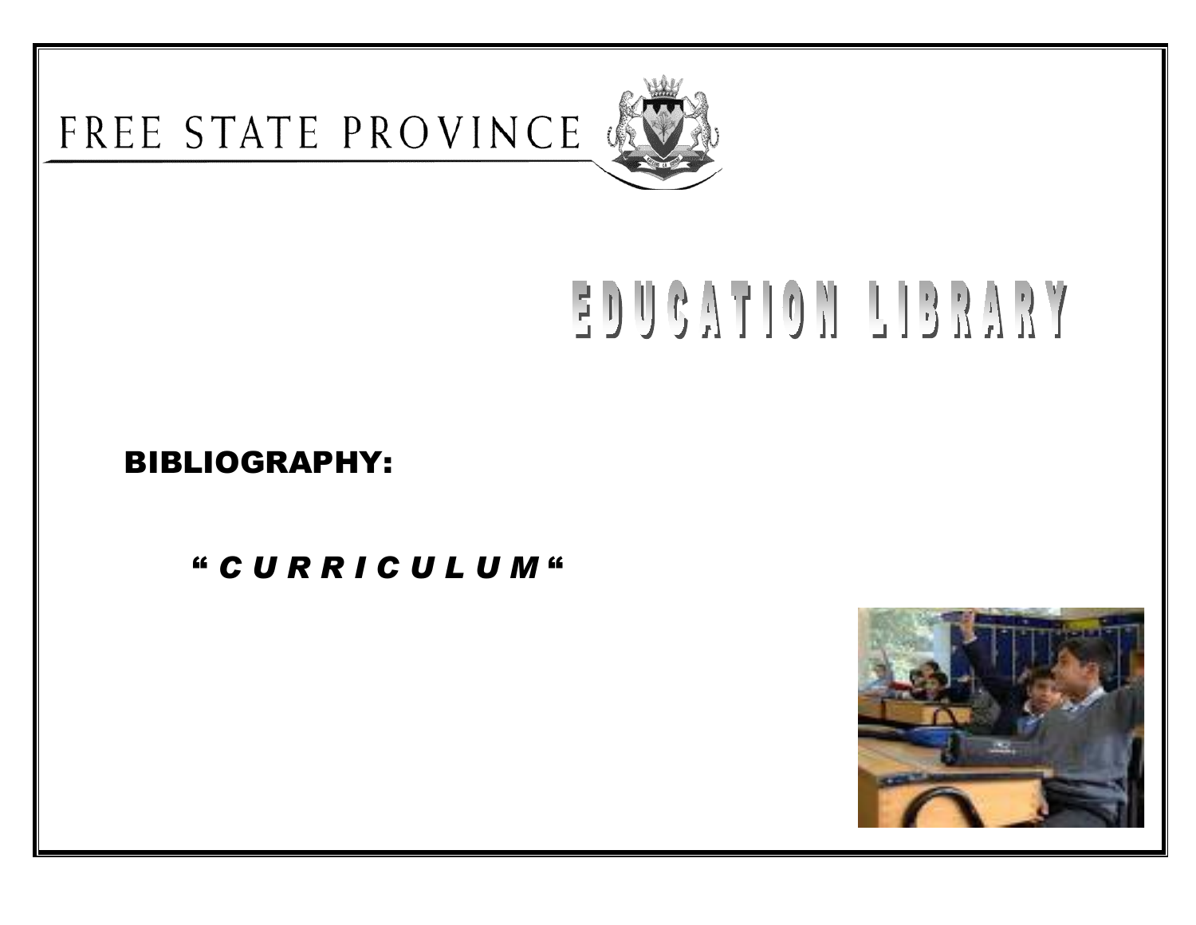FREE STATE PROVINCE

# EDUCATION LIBRARY

## BIBLIOGRAPHY:

### " *C U R R I C U L U M* "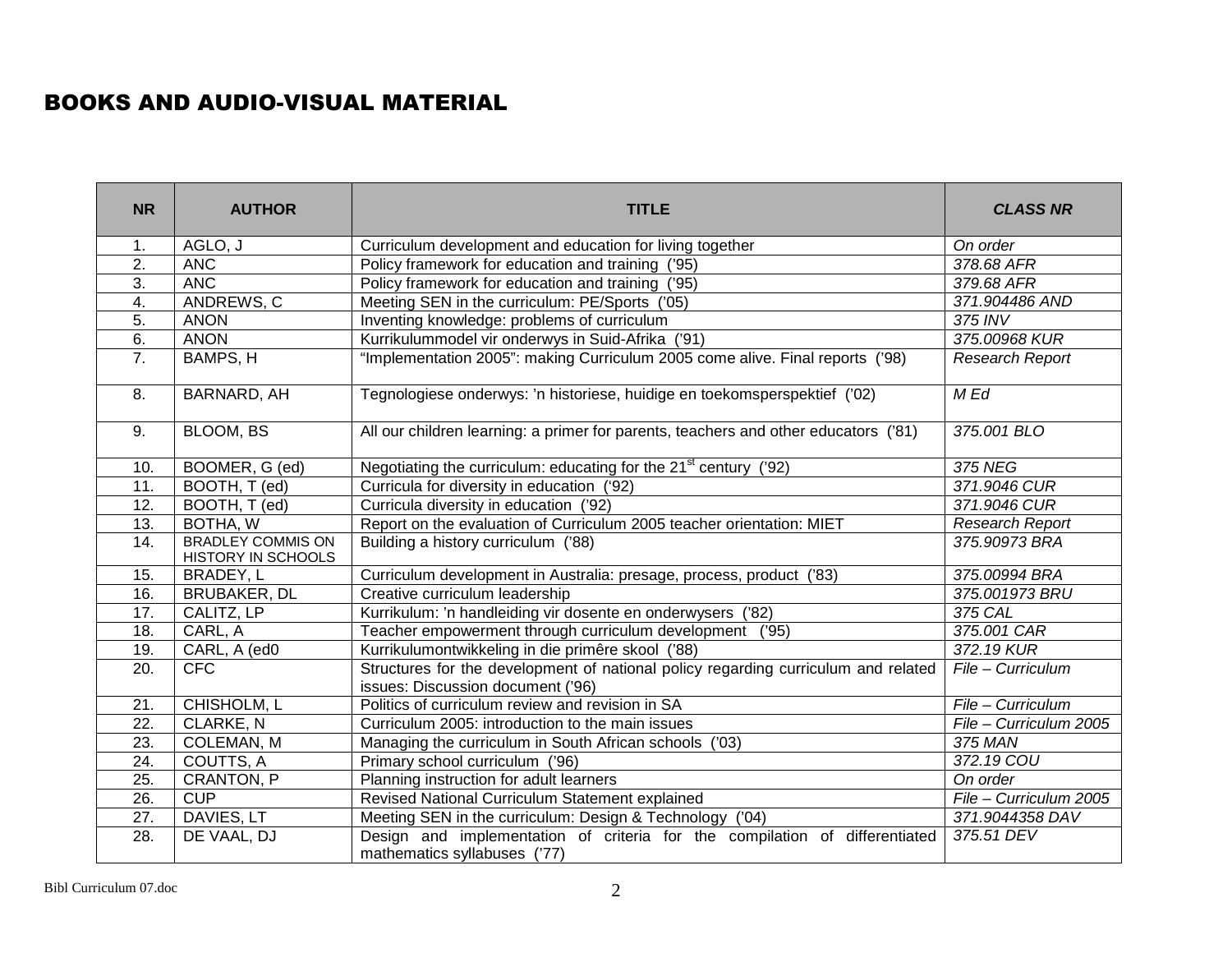# BOOKS AND AUDIO-VISUAL MATERIAL

| NR | AUTHOR | TITLE | *CLASS NR* |
|---|---|---|---|
| 1. | AGLO, J | Curriculum development and education for living together | *On order* |
| 2. | ANC | Policy framework for education and training ('95) | *378.68 AFR* |
| 3. | ANC | Policy framework for education and training ('95) | *379.68 AFR* |
| 4. | ANDREWS, C | Meeting SEN in the curriculum: PE/Sports ('05) | *371.904486 AND* |
| 5. | ANON | Inventing knowledge: problems of curriculum | *375 INV* |
| 6. | ANON | Kurrikulummodel vir onderwys in Suid-Afrika ('91) | *375.00968 KUR* |
| 7. | BAMPS, H | "Implementation 2005": making Curriculum 2005 come alive. Final reports ('98) | *Research Report* |
| 8. | BARNARD, AH | Tegnologiese onderwys: 'n historiese, huidige en toekomsperspektief ('02) | *M Ed* |
| 9. | BLOOM, BS | All our children learning: a primer for parents, teachers and other educators ('81) | *375.001 BLO* |
| 10. | BOOMER, G (ed) | Negotiating the curriculum: educating for the 21st century ('92) | *375 NEG* |
| 11. | BOOTH, T (ed) | Curricula for diversity in education ('92) | *371.9046 CUR* |
| 12. | BOOTH, T (ed) | Curricula diversity in education ('92) | *371.9046 CUR* |
| 13. | BOTHA, W | Report on the evaluation of Curriculum 2005 teacher orientation: MIET | *Research Report* |
| 14. | BRADLEY COMMIS ON HISTORY IN SCHOOLS | Building a history curriculum ('88) | *375.90973 BRA* |
| 15. | BRADEY, L | Curriculum development in Australia: presage, process, product ('83) | *375.00994 BRA* |
| 16. | BRUBAKER, DL | Creative curriculum leadership | *375.001973 BRU* |
| 17. | CALITZ, LP | Kurrikulum: 'n handleiding vir dosente en onderwysers ('82) | *375 CAL* |
| 18. | CARL, A | Teacher empowerment through curriculum development ('95) | *375.001 CAR* |
| 19. | CARL, A (ed0 | Kurrikulumontwikkeling in die primêre skool ('88) | *372.19 KUR* |
| 20. | CFC | Structures for the development of national policy regarding curriculum and related issues: Discussion document ('96) | *File – Curriculum* |
| 21. | CHISHOLM, L | Politics of curriculum review and revision in SA | *File – Curriculum* |
| 22. | CLARKE, N | Curriculum 2005: introduction to the main issues | *File – Curriculum 2005* |
| 23. | COLEMAN, M | Managing the curriculum in South African schools ('03) | *375 MAN* |
| 24. | COUTTS, A | Primary school curriculum ('96) | *372.19 COU* |
| 25. | CRANTON, P | Planning instruction for adult learners | *On order* |
| 26. | CUP | Revised National Curriculum Statement explained | *File – Curriculum 2005* |
| 27. | DAVIES, LT | Meeting SEN in the curriculum: Design & Technology ('04) | *371.9044358 DAV* |
| 28. | DE VAAL, DJ | Design and implementation of criteria for the compilation of differentiated mathematics syllabuses ('77) | *375.51 DEV* |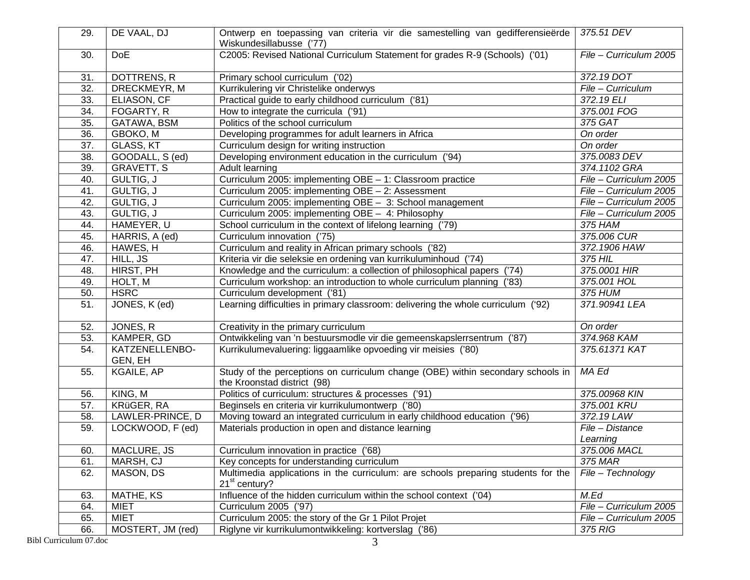| 29. | DE VAAL, DJ | Ontwerp en toepassing van criteria vir die samestelling van gedifferensieëerde Wiskundesillabusse ('77) | *375.51 DEV* |
|---|---|---|---|
| 30. | DoE | C2005: Revised National Curriculum Statement for grades R-9 (Schools) ('01) | *File – Curriculum 2005* |
| 31. | DOTTRENS, R | Primary school curriculum ('02) | *372.19 DOT* |
| 32. | DRECKMEYR, M | Kurrikulering vir Christelike onderwys | *File – Curriculum* |
| 33. | ELIASON, CF | Practical guide to early childhood curriculum ('81) | *372.19 ELI* |
| 34. | FOGARTY, R | How to integrate the curricula ('91) | *375.001 FOG* |
| 35. | GATAWA, BSM | Politics of the school curriculum | *375 GAT* |
| 36. | GBOKO, M | Developing programmes for adult learners in Africa | *On order* |
| 37. | GLASS, KT | Curriculum design for writing instruction | *On order* |
| 38. | GOODALL, S (ed) | Developing environment education in the curriculum ('94) | *375.0083 DEV* |
| 39. | GRAVETT, S | Adult learning | *374.1102 GRA* |
| 40. | GULTIG, J | Curriculum 2005: implementing OBE – 1: Classroom practice | *File – Curriculum 2005* |
| 41. | GULTIG, J | Curriculum 2005: implementing OBE – 2: Assessment | *File – Curriculum 2005* |
| 42. | GULTIG, J | Curriculum 2005: implementing OBE – 3: School management | *File – Curriculum 2005* |
| 43. | GULTIG, J | Curriculum 2005: implementing OBE – 4: Philosophy | *File – Curriculum 2005* |
| 44. | HAMEYER, U | School curriculum in the context of lifelong learning ('79) | *375 HAM* |
| 45. | HARRIS, A (ed) | Curriculum innovation ('75) | *375.006 CUR* |
| 46. | HAWES, H | Curriculum and reality in African primary schools ('82) | *372.1906 HAW* |
| 47. | HILL, JS | Kriteria vir die seleksie en ordening van kurrikuluminhoud ('74) | *375 HIL* |
| 48. | HIRST, PH | Knowledge and the curriculum: a collection of philosophical papers ('74) | *375.0001 HIR* |
| 49. | HOLT, M | Curriculum workshop: an introduction to whole curriculum planning ('83) | *375.001 HOL* |
| 50. | HSRC | Curriculum development ('81) | *375 HUM* |
| 51. | JONES, K (ed) | Learning difficulties in primary classroom: delivering the whole curriculum ('92) | *371.90941 LEA* |
| 52. | JONES, R | Creativity in the primary curriculum | *On order* |
| 53. | KAMPER, GD | Ontwikkeling van 'n bestuursmodle vir die gemeenskapslerrsentrum ('87) | *374.968 KAM* |
| 54. | KATZENELLENBO-GEN, EH | Kurrikulumevaluering: liggaamlike opvoeding vir meisies ('80) | *375.61371 KAT* |
| 55. | KGAILE, AP | Study of the perceptions on curriculum change (OBE) within secondary schools in the Kroonstad district (98) | *MA Ed* |
| 56. | KING, M | Politics of curriculum: structures & processes ('91) | *375.00968 KIN* |
| 57. | KRüGER, RA | Beginsels en criteria vir kurrikulumontwerp ('80) | *375.001 KRU* |
| 58. | LAWLER-PRINCE, D | Moving toward an integrated curriculum in early childhood education ('96) | *372.19 LAW* |
| 59. | LOCKWOOD, F (ed) | Materials production in open and distance learning | *File – Distance Learning* |
| 60. | MACLURE, JS | Curriculum innovation in practice ('68) | *375.006 MACL* |
| 61. | MARSH, CJ | Key concepts for understanding curriculum | *375 MAR* |
| 62. | MASON, DS | Multimedia applications in the curriculum: are schools preparing students for the 21st century? | *File – Technology* |
| 63. | MATHE, KS | Influence of the hidden curriculum within the school context ('04) | *M.Ed* |
| 64. | MIET | Curriculum 2005 ('97) | *File – Curriculum 2005* |
| 65. | MIET | Curriculum 2005: the story of the Gr 1 Pilot Projet | *File – Curriculum 2005* |
| 66. | MOSTERT, JM (red) | Riglyne vir kurrikulumontwikkeling: kortverslag ('86) | *375 RIG* |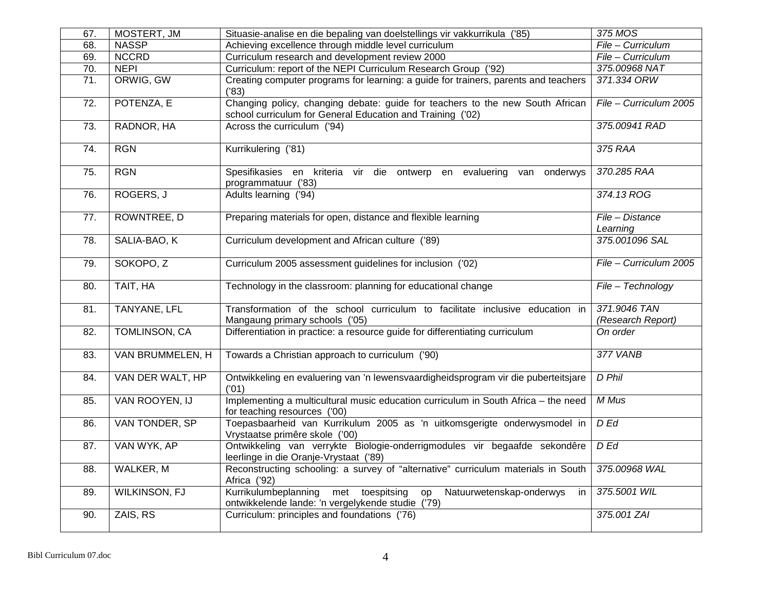| 67. | MOSTERT, JM | Situasie-analise en die bepaling van doelstellings vir vakkurrikula ('85) | *375 MOS* |
|---|---|---|---|
| 68. | NASSP | Achieving excellence through middle level curriculum | *File – Curriculum* |
| 69. | NCCRD | Curriculum research and development review 2000 | *File – Curriculum* |
| 70. | NEPI | Curriculum: report of the NEPI Curriculum Research Group ('92) | *375.00968 NAT* |
| 71. | ORWIG, GW | Creating computer programs for learning: a guide for trainers, parents and teachers ('83) | *371.334 ORW* |
| 72. | POTENZA, E | Changing policy, changing debate: guide for teachers to the new South African school curriculum for General Education and Training ('02) | *File – Curriculum 2005* |
| 73. | RADNOR, HA | Across the curriculum ('94) | *375.00941 RAD* |
| 74. | RGN | Kurrikulering ('81) | *375 RAA* |
| 75. | RGN | Spesifikasies en kriteria vir die ontwerp en evaluering van onderwys programmatuur ('83) | *370.285 RAA* |
| 76. | ROGERS, J | Adults learning ('94) | *374.13 ROG* |
| 77. | ROWNTREE, D | Preparing materials for open, distance and flexible learning | *File – Distance Learning* |
| 78. | SALIA-BAO, K | Curriculum development and African culture ('89) | *375.001096 SAL* |
| 79. | SOKOPO, Z | Curriculum 2005 assessment guidelines for inclusion ('02) | *File – Curriculum 2005* |
| 80. | TAIT, HA | Technology in the classroom: planning for educational change | *File – Technology* |
| 81. | TANYANE, LFL | Transformation of the school curriculum to facilitate inclusive education in Mangaung primary schools ('05) | *371.9046 TAN (Research Report)* |
| 82. | TOMLINSON, CA | Differentiation in practice: a resource guide for differentiating curriculum | *On order* |
| 83. | VAN BRUMMELEN, H | Towards a Christian approach to curriculum ('90) | *377 VANB* |
| 84. | VAN DER WALT, HP | Ontwikkeling en evaluering van 'n lewensvaardigheidsprogram vir die puberteitsjare ('01) | *D Phil* |
| 85. | VAN ROOYEN, IJ | Implementing a multicultural music education curriculum in South Africa – the need for teaching resources ('00) | *M Mus* |
| 86. | VAN TONDER, SP | Toepasbaarheid van Kurrikulum 2005 as 'n uitkomsgerigte onderwysmodel in Vrystaatse primêre skole ('00) | *D Ed* |
| 87. | VAN WYK, AP | Ontwikkeling van verrykte Biologie-onderrigmodules vir begaafde sekondêre leerlinge in die Oranje-Vrystaat ('89) | *D Ed* |
| 88. | WALKER, M | Reconstructing schooling: a survey of "alternative" curriculum materials in South Africa ('92) | *375.00968 WAL* |
| 89. | WILKINSON, FJ | Kurrikulumbeplanning met toespitsing op Natuurwetenskap-onderwys in ontwikkelende lande: 'n vergelykende studie ('79) | *375.5001 WIL* |
| 90. | ZAIS, RS | Curriculum: principles and foundations ('76) | *375.001 ZAI* |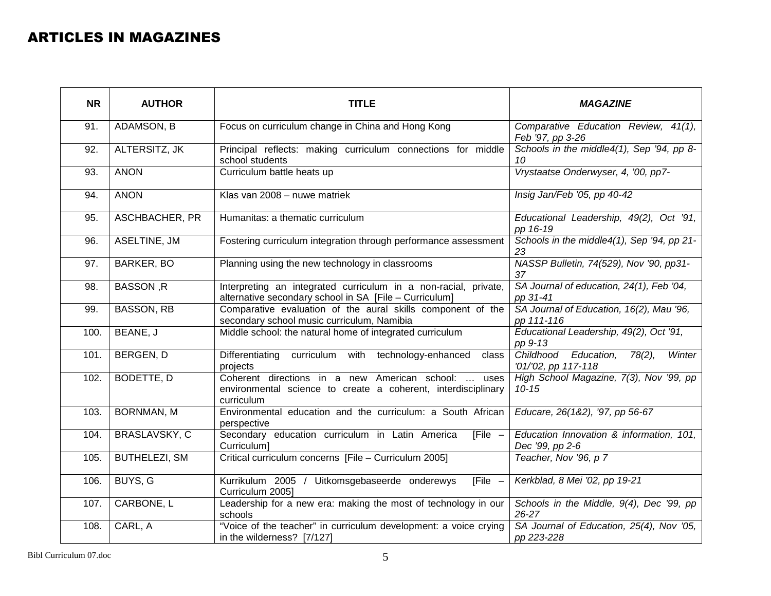## ARTICLES IN MAGAZINES

| NR | AUTHOR | TITLE | *MAGAZINE* |
|---|---|---|---|
| 91. | ADAMSON, B | Focus on curriculum change in China and Hong Kong | *Comparative Education Review, 41(1), Feb '97, pp 3-26* |
| 92. | ALTERSITZ, JK | Principal reflects: making curriculum connections for middle school students | *Schools in the middle4(1), Sep '94, pp 8-10* |
| 93. | ANON | Curriculum battle heats up | *Vrystaatse Onderwyser, 4, '00, pp7-* |
| 94. | ANON | Klas van 2008 – nuwe matriek | *Insig Jan/Feb '05, pp 40-42* |
| 95. | ASCHBACHER, PR | Humanitas: a thematic curriculum | *Educational Leadership, 49(2), Oct '91, pp 16-19* |
| 96. | ASELTINE, JM | Fostering curriculum integration through performance assessment | *Schools in the middle4(1), Sep '94, pp 21-23* |
| 97. | BARKER, BO | Planning using the new technology in classrooms | *NASSP Bulletin, 74(529), Nov '90, pp31-37* |
| 98. | BASSON ,R | Interpreting an integrated curriculum in a non-racial, private, alternative secondary school in SA [File – Curriculum] | *SA Journal of education, 24(1), Feb '04, pp 31-41* |
| 99. | BASSON, RB | Comparative evaluation of the aural skills component of the secondary school music curriculum, Namibia | *SA Journal of Education, 16(2), Mau '96, pp 111-116* |
| 100. | BEANE, J | Middle school: the natural home of integrated curriculum | *Educational Leadership, 49(2), Oct '91, pp 9-13* |
| 101. | BERGEN, D | Differentiating curriculum with technology-enhanced class projects | *Childhood Education, 78(2), Winter '01/'02, pp 117-118* |
| 102. | BODETTE, D | Coherent directions in a new American school: … uses environmental science to create a coherent, interdisciplinary curriculum | *High School Magazine, 7(3), Nov '99, pp 10-15* |
| 103. | BORNMAN, M | Environmental education and the curriculum: a South African perspective | *Educare, 26(1&2), '97, pp 56-67* |
| 104. | BRASLAVSKY, C | Secondary education curriculum in Latin America [File – Curriculum] | *Education Innovation & information, 101, Dec '99, pp 2-6* |
| 105. | BUTHELEZI, SM | Critical curriculum concerns [File – Curriculum 2005] | *Teacher, Nov '96, p 7* |
| 106. | BUYS, G | Kurrikulum 2005 / Uitkomsgebaseerde onderewys [File – Curriculum 2005] | *Kerkblad, 8 Mei '02, pp 19-21* |
| 107. | CARBONE, L | Leadership for a new era: making the most of technology in our schools | *Schools in the Middle, 9(4), Dec '99, pp 26-27* |
| 108. | CARL, A | "Voice of the teacher" in curriculum development: a voice crying in the wilderness? [7/127] | *SA Journal of Education, 25(4), Nov '05, pp 223-228* |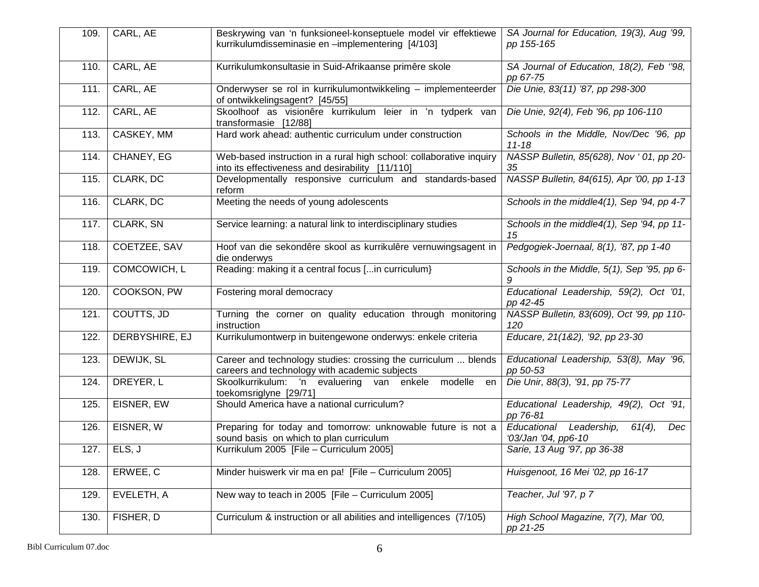| 109. | CARL, AE | Beskrywing van 'n funksioneel-konseptuele model vir effektiewe kurrikulumdisseminasie en –implementering [4/103] | *SA Journal for Education, 19(3), Aug '99, pp 155-165* |
|---|---|---|---|
| 110. | CARL, AE | Kurrikulumkonsultasie in Suid-Afrikaanse primêre skole | *SA Journal of Education, 18(2), Feb ''98, pp 67-75* |
| 111. | CARL, AE | Onderwyser se rol in kurrikulumontwikkeling – implementeerder of ontwikkelingsagent? [45/55] | *Die Unie, 83(11) '87, pp 298-300* |
| 112. | CARL, AE | Skoolhoof as visionêre kurrikulum leier in 'n tydperk van transformasie [12/88] | *Die Unie, 92(4), Feb '96, pp 106-110* |
| 113. | CASKEY, MM | Hard work ahead: authentic curriculum under construction | *Schools in the Middle, Nov/Dec '96, pp 11-18* |
| 114. | CHANEY, EG | Web-based instruction in a rural high school: collaborative inquiry into its effectiveness and desirability [11/110] | *NASSP Bulletin, 85(628), Nov ' 01, pp 20-35* |
| 115. | CLARK, DC | Developmentally responsive curriculum and standards-based reform | *NASSP Bulletin, 84(615), Apr '00, pp 1-13* |
| 116. | CLARK, DC | Meeting the needs of young adolescents | *Schools in the middle4(1), Sep '94, pp 4-7* |
| 117. | CLARK, SN | Service learning: a natural link to interdisciplinary studies | *Schools in the middle4(1), Sep '94, pp 11-15* |
| 118. | COETZEE, SAV | Hoof van die sekondêre skool as kurrikulêre vernuwingsagent in die onderwys | *Pedgogiek-Joernaal, 8(1), '87, pp 1-40* |
| 119. | COMCOWICH, L | Reading: making it a central focus [...in curriculum} | *Schools in the Middle, 5(1), Sep '95, pp 6-9* |
| 120. | COOKSON, PW | Fostering moral democracy | *Educational Leadership, 59(2), Oct '01, pp 42-45* |
| 121. | COUTTS, JD | Turning the corner on quality education through monitoring instruction | *NASSP Bulletin, 83(609), Oct '99, pp 110-120* |
| 122. | DERBYSHIRE, EJ | Kurrikulumontwerp in buitengewone onderwys: enkele criteria | *Educare, 21(1&2), '92, pp 23-30* |
| 123. | DEWIJK, SL | Career and technology studies: crossing the curriculum ... blends careers and technology with academic subjects | *Educational Leadership, 53(8), May '96, pp 50-53* |
| 124. | DREYER, L | Skoolkurrikulum: 'n evaluering van enkele modelle en toekomsriglyne [29/71] | *Die Unir, 88(3), '91, pp 75-77* |
| 125. | EISNER, EW | Should America have a national curriculum? | *Educational Leadership, 49(2), Oct '91, pp 76-81* |
| 126. | EISNER, W | Preparing for today and tomorrow: unknowable future is not a sound basis on which to plan curriculum | *Educational Leadership, 61(4), Dec '03/Jan '04, pp6-10* |
| 127. | ELS, J | Kurrikulum 2005 [File – Curriculum 2005] | *Sarie, 13 Aug '97, pp 36-38* |
| 128. | ERWEE, C | Minder huiswerk vir ma en pa! [File – Curriculum 2005] | *Huisgenoot, 16 Mei '02, pp 16-17* |
| 129. | EVELETH, A | New way to teach in 2005 [File – Curriculum 2005] | *Teacher, Jul '97, p 7* |
| 130. | FISHER, D | Curriculum & instruction or all abilities and intelligences (7/105) | *High School Magazine, 7(7), Mar '00, pp 21-25* |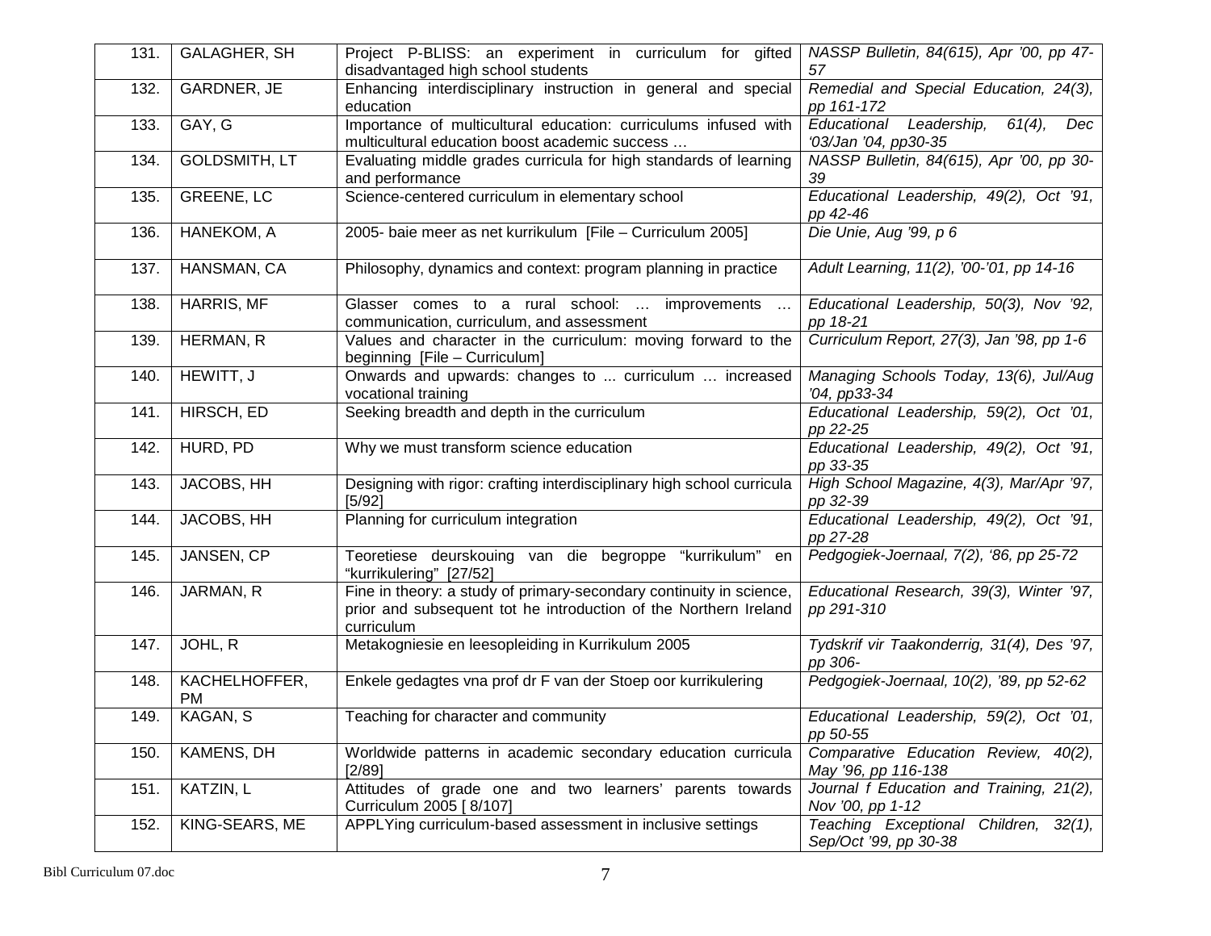| 131. | GALAGHER, SH | Project P-BLISS: an experiment in curriculum for gifted disadvantaged high school students | *NASSP Bulletin, 84(615), Apr '00, pp 47-57* |
|---|---|---|---|
| 132. | GARDNER, JE | Enhancing interdisciplinary instruction in general and special education | *Remedial and Special Education, 24(3), pp 161-172* |
| 133. | GAY, G | Importance of multicultural education: curriculums infused with multicultural education boost academic success … | *Educational Leadership, 61(4), Dec '03/Jan '04, pp30-35* |
| 134. | GOLDSMITH, LT | Evaluating middle grades curricula for high standards of learning and performance | *NASSP Bulletin, 84(615), Apr '00, pp 30-39* |
| 135. | GREENE, LC | Science-centered curriculum in elementary school | *Educational Leadership, 49(2), Oct '91, pp 42-46* |
| 136. | HANEKOM, A | 2005- baie meer as net kurrikulum [File – Curriculum 2005] | *Die Unie, Aug '99, p 6* |
| 137. | HANSMAN, CA | Philosophy, dynamics and context: program planning in practice | *Adult Learning, 11(2), '00-'01, pp 14-16* |
| 138. | HARRIS, MF | Glasser comes to a rural school: … improvements … communication, curriculum, and assessment | *Educational Leadership, 50(3), Nov '92, pp 18-21* |
| 139. | HERMAN, R | Values and character in the curriculum: moving forward to the beginning [File – Curriculum] | *Curriculum Report, 27(3), Jan '98, pp 1-6* |
| 140. | HEWITT, J | Onwards and upwards: changes to ... curriculum … increased vocational training | *Managing Schools Today, 13(6), Jul/Aug '04, pp33-34* |
| 141. | HIRSCH, ED | Seeking breadth and depth in the curriculum | *Educational Leadership, 59(2), Oct '01, pp 22-25* |
| 142. | HURD, PD | Why we must transform science education | *Educational Leadership, 49(2), Oct '91, pp 33-35* |
| 143. | JACOBS, HH | Designing with rigor: crafting interdisciplinary high school curricula [5/92] | *High School Magazine, 4(3), Mar/Apr '97, pp 32-39* |
| 144. | JACOBS, HH | Planning for curriculum integration | *Educational Leadership, 49(2), Oct '91, pp 27-28* |
| 145. | JANSEN, CP | Teoretiese deurskouing van die begroppe "kurrikulum" en "kurrikulering" [27/52] | *Pedgogiek-Joernaal, 7(2), '86, pp 25-72* |
| 146. | JARMAN, R | Fine in theory: a study of primary-secondary continuity in science, prior and subsequent tot he introduction of the Northern Ireland curriculum | *Educational Research, 39(3), Winter '97, pp 291-310* |
| 147. | JOHL, R | Metakogniesie en leesopleiding in Kurrikulum 2005 | *Tydskrif vir Taakonderrig, 31(4), Des '97, pp 306-* |
| 148. | KACHELHOFFER, PM | Enkele gedagtes vna prof dr F van der Stoep oor kurrikulering | *Pedgogiek-Joernaal, 10(2), '89, pp 52-62* |
| 149. | KAGAN, S | Teaching for character and community | *Educational Leadership, 59(2), Oct '01, pp 50-55* |
| 150. | KAMENS, DH | Worldwide patterns in academic secondary education curricula [2/89] | *Comparative Education Review, 40(2), May '96, pp 116-138* |
| 151. | KATZIN, L | Attitudes of grade one and two learners' parents towards Curriculum 2005 [ 8/107] | *Journal f Education and Training, 21(2), Nov '00, pp 1-12* |
| 152. | KING-SEARS, ME | APPLYing curriculum-based assessment in inclusive settings | *Teaching Exceptional Children, 32(1), Sep/Oct '99, pp 30-38* |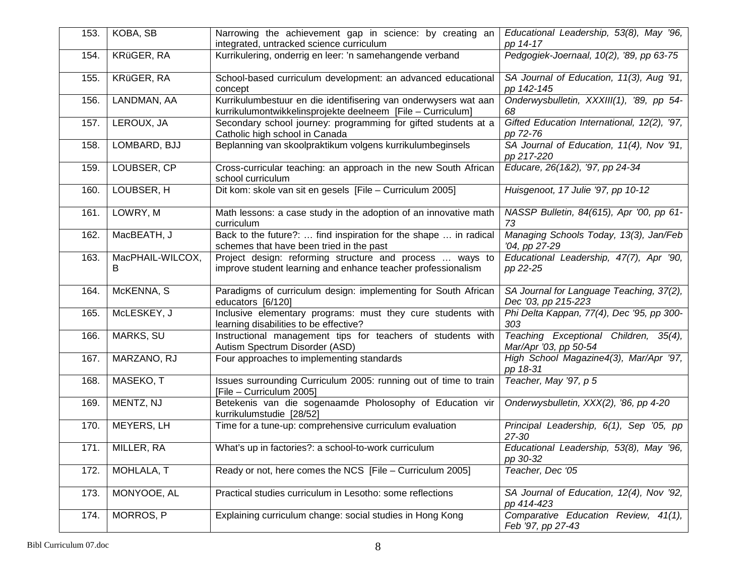| | | | |
|---|---|---|---|
| 153. | KOBA, SB | Narrowing the achievement gap in science: by creating an integrated, untracked science curriculum | *Educational Leadership, 53(8), May ’96, pp 14-17* |
| 154. | KRüGER, RA | Kurrikulering, onderrig en leer: ’n samehangende verband | *Pedgogiek-Joernaal, 10(2), ’89, pp 63-75* |
| 155. | KRüGER, RA | School-based curriculum development: an advanced educational concept | *SA Journal of Education, 11(3), Aug ’91, pp 142-145* |
| 156. | LANDMAN, AA | Kurrikulumbestuur en die identifisering van onderwysers wat aan kurrikulumontwikkelinsprojekte deelneem [File – Curriculum] | *Onderwysbulletin, XXXIII(1), ’89, pp 54-68* |
| 157. | LEROUX, JA | Secondary school journey: programming for gifted students at a Catholic high school in Canada | *Gifted Education International, 12(2), ’97, pp 72-76* |
| 158. | LOMBARD, BJJ | Beplanning van skoolpraktikum volgens kurrikulumbeginsels | *SA Journal of Education, 11(4), Nov ’91, pp 217-220* |
| 159. | LOUBSER, CP | Cross-curricular teaching: an approach in the new South African school curriculum | *Educare, 26(1&2), ’97, pp 24-34* |
| 160. | LOUBSER, H | Dit kom: skole van sit en gesels [File – Curriculum 2005] | *Huisgenoot, 17 Julie ’97, pp 10-12* |
| 161. | LOWRY, M | Math lessons: a case study in the adoption of an innovative math curriculum | *NASSP Bulletin, 84(615), Apr ’00, pp 61-73* |
| 162. | MacBEATH, J | Back to the future?: … find inspiration for the shape … in radical schemes that have been tried in the past | *Managing Schools Today, 13(3), Jan/Feb ’04, pp 27-29* |
| 163. | MacPHAIL-WILCOX, B | Project design: reforming structure and process … ways to improve student learning and enhance teacher professionalism | *Educational Leadership, 47(7), Apr ’90, pp 22-25* |
| 164. | McKENNA, S | Paradigms of curriculum design: implementing for South African educators [6/120] | *SA Journal for Language Teaching, 37(2), Dec ’03, pp 215-223* |
| 165. | McLESKEY, J | Inclusive elementary programs: must they cure students with learning disabilities to be effective? | *Phi Delta Kappan, 77(4), Dec ’95, pp 300-303* |
| 166. | MARKS, SU | Instructional management tips for teachers of students with Autism Spectrum Disorder (ASD) | *Teaching Exceptional Children, 35(4), Mar/Apr ’03, pp 50-54* |
| 167. | MARZANO, RJ | Four approaches to implementing standards | *High School Magazine4(3), Mar/Apr ’97, pp 18-31* |
| 168. | MASEKO, T | Issues surrounding Curriculum 2005: running out of time to train [File – Curriculum 2005] | *Teacher, May ’97, p 5* |
| 169. | MENTZ, NJ | Betekenis van die sogenaamde Pholosophy of Education vir kurrikulumstudie [28/52] | *Onderwysbulletin, XXX(2), ’86, pp 4-20* |
| 170. | MEYERS, LH | Time for a tune-up: comprehensive curriculum evaluation | *Principal Leadership, 6(1), Sep ’05, pp 27-30* |
| 171. | MILLER, RA | What’s up in factories?: a school-to-work curriculum | *Educational Leadership, 53(8), May ’96, pp 30-32* |
| 172. | MOHLALA, T | Ready or not, here comes the NCS [File – Curriculum 2005] | *Teacher, Dec ‘05* |
| 173. | MONYOOE, AL | Practical studies curriculum in Lesotho: some reflections | *SA Journal of Education, 12(4), Nov ’92, pp 414-423* |
| 174. | MORROS, P | Explaining curriculum change: social studies in Hong Kong | *Comparative Education Review, 41(1), Feb ’97, pp 27-43* |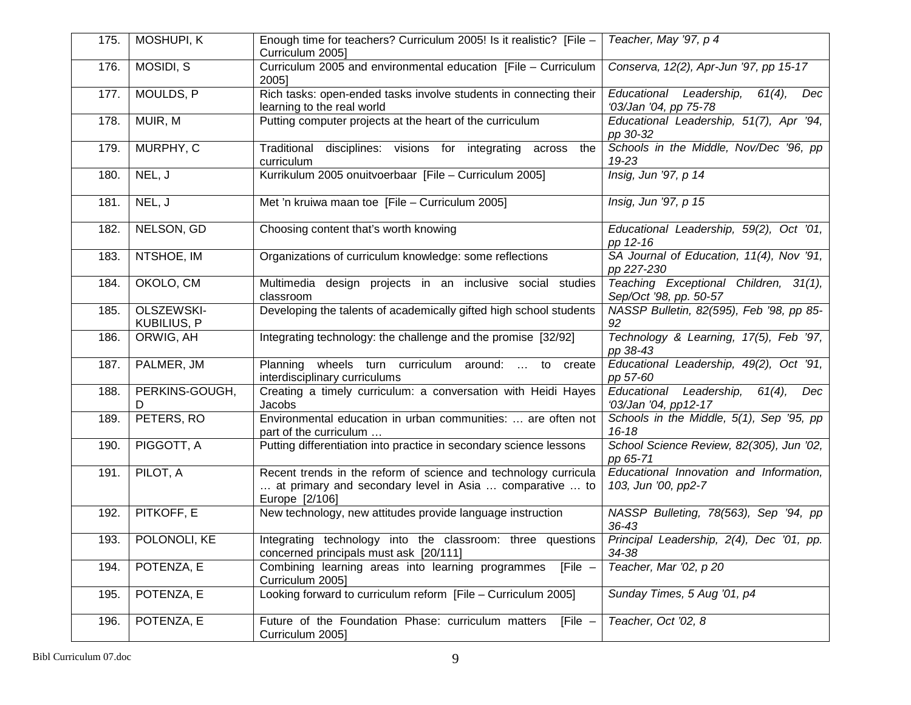| | | | |
|---|---|---|---|
| 175. | MOSHUPI, K | Enough time for teachers? Curriculum 2005! Is it realistic? [File – Curriculum 2005] | *Teacher, May ’97, p 4* |
| 176. | MOSIDI, S | Curriculum 2005 and environmental education [File – Curriculum 2005] | *Conserva, 12(2), Apr-Jun ’97, pp 15-17* |
| 177. | MOULDS, P | Rich tasks: open-ended tasks involve students in connecting their learning to the real world | *Educational Leadership, 61(4), Dec ‘03/Jan ’04, pp 75-78* |
| 178. | MUIR, M | Putting computer projects at the heart of the curriculum | *Educational Leadership, 51(7), Apr ’94, pp 30-32* |
| 179. | MURPHY, C | Traditional disciplines: visions for integrating across the curriculum | *Schools in the Middle, Nov/Dec ’96, pp 19-23* |
| 180. | NEL, J | Kurrikulum 2005 onuitvoerbaar [File – Curriculum 2005] | *Insig, Jun ’97, p 14* |
| 181. | NEL, J | Met ’n kruiwa maan toe [File – Curriculum 2005] | *Insig, Jun ’97, p 15* |
| 182. | NELSON, GD | Choosing content that’s worth knowing | *Educational Leadership, 59(2), Oct ’01, pp 12-16* |
| 183. | NTSHOE, IM | Organizations of curriculum knowledge: some reflections | *SA Journal of Education, 11(4), Nov ’91, pp 227-230* |
| 184. | OKOLO, CM | Multimedia design projects in an inclusive social studies classroom | *Teaching Exceptional Children, 31(1), Sep/Oct ’98, pp. 50-57* |
| 185. | OLSZEWSKI-KUBILIUS, P | Developing the talents of academically gifted high school students | *NASSP Bulletin, 82(595), Feb ’98, pp 85-92* |
| 186. | ORWIG, AH | Integrating technology: the challenge and the promise [32/92] | *Technology & Learning, 17(5), Feb ’97, pp 38-43* |
| 187. | PALMER, JM | Planning wheels turn curriculum around: … to create interdisciplinary curriculums | *Educational Leadership, 49(2), Oct ’91, pp 57-60* |
| 188. | PERKINS-GOUGH, D | Creating a timely curriculum: a conversation with Heidi Hayes Jacobs | *Educational Leadership, 61(4), Dec ‘03/Jan ’04, pp12-17* |
| 189. | PETERS, RO | Environmental education in urban communities: … are often not part of the curriculum … | *Schools in the Middle, 5(1), Sep ’95, pp 16-18* |
| 190. | PIGGOTT, A | Putting differentiation into practice in secondary science lessons | *School Science Review, 82(305), Jun ’02, pp 65-71* |
| 191. | PILOT, A | Recent trends in the reform of science and technology curricula … at primary and secondary level in Asia … comparative … to Europe [2/106] | *Educational Innovation and Information, 103, Jun ’00, pp2-7* |
| 192. | PITKOFF, E | New technology, new attitudes provide language instruction | *NASSP Bulleting, 78(563), Sep ’94, pp 36-43* |
| 193. | POLONOLI, KE | Integrating technology into the classroom: three questions concerned principals must ask [20/111] | *Principal Leadership, 2(4), Dec ’01, pp. 34-38* |
| 194. | POTENZA, E | Combining learning areas into learning programmes [File – Curriculum 2005] | *Teacher, Mar ’02, p 20* |
| 195. | POTENZA, E | Looking forward to curriculum reform [File – Curriculum 2005] | *Sunday Times, 5 Aug ’01, p4* |
| 196. | POTENZA, E | Future of the Foundation Phase: curriculum matters [File – Curriculum 2005] | *Teacher, Oct ’02, 8* |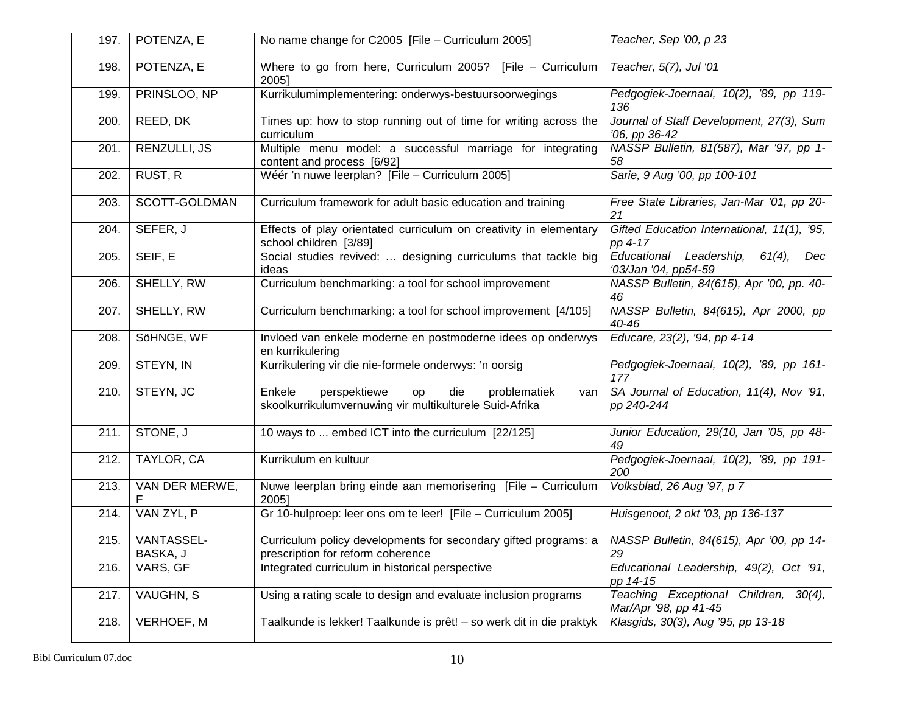| | | | |
|---|---|---|---|
| 197. | POTENZA, E | No name change for C2005 [File – Curriculum 2005] | *Teacher, Sep '00, p 23* |
| 198. | POTENZA, E | Where to go from here, Curriculum 2005? [File – Curriculum 2005] | *Teacher, 5(7), Jul '01* |
| 199. | PRINSLOO, NP | Kurrikulumimplementering: onderwys-bestuursoorwegings | *Pedgogiek-Joernaal, 10(2), '89, pp 119-136* |
| 200. | REED, DK | Times up: how to stop running out of time for writing across the curriculum | *Journal of Staff Development, 27(3), Sum '06, pp 36-42* |
| 201. | RENZULLI, JS | Multiple menu model: a successful marriage for integrating content and process [6/92] | *NASSP Bulletin, 81(587), Mar '97, pp 1-58* |
| 202. | RUST, R | Wéér 'n nuwe leerplan? [File – Curriculum 2005] | *Sarie, 9 Aug '00, pp 100-101* |
| 203. | SCOTT-GOLDMAN | Curriculum framework for adult basic education and training | *Free State Libraries, Jan-Mar '01, pp 20-21* |
| 204. | SEFER, J | Effects of play orientated curriculum on creativity in elementary school children [3/89] | *Gifted Education International, 11(1), '95, pp 4-17* |
| 205. | SEIF, E | Social studies revived: … designing curriculums that tackle big ideas | *Educational Leadership, 61(4), Dec '03/Jan '04, pp54-59* |
| 206. | SHELLY, RW | Curriculum benchmarking: a tool for school improvement | *NASSP Bulletin, 84(615), Apr '00, pp. 40-46* |
| 207. | SHELLY, RW | Curriculum benchmarking: a tool for school improvement [4/105] | *NASSP Bulletin, 84(615), Apr 2000, pp 40-46* |
| 208. | SöHNGE, WF | Invloed van enkele moderne en postmoderne idees op onderwys en kurrikulering | *Educare, 23(2), '94, pp 4-14* |
| 209. | STEYN, IN | Kurrikulering vir die nie-formele onderwys: 'n oorsig | *Pedgogiek-Joernaal, 10(2), '89, pp 161-177* |
| 210. | STEYN, JC | Enkele perspektiewe op die problematiek van skoolkurrikulumvernuwing vir multikulturele Suid-Afrika | *SA Journal of Education, 11(4), Nov '91, pp 240-244* |
| 211. | STONE, J | 10 ways to ... embed ICT into the curriculum [22/125] | *Junior Education, 29(10, Jan '05, pp 48-49* |
| 212. | TAYLOR, CA | Kurrikulum en kultuur | *Pedgogiek-Joernaal, 10(2), '89, pp 191-200* |
| 213. | VAN DER MERWE, F | Nuwe leerplan bring einde aan memorisering [File – Curriculum 2005] | *Volksblad, 26 Aug '97, p 7* |
| 214. | VAN ZYL, P | Gr 10-hulproep: leer ons om te leer! [File – Curriculum 2005] | *Huisgenoot, 2 okt '03, pp 136-137* |
| 215. | VANTASSEL-BASKA, J | Curriculum policy developments for secondary gifted programs: a prescription for reform coherence | *NASSP Bulletin, 84(615), Apr '00, pp 14-29* |
| 216. | VARS, GF | Integrated curriculum in historical perspective | *Educational Leadership, 49(2), Oct '91, pp 14-15* |
| 217. | VAUGHN, S | Using a rating scale to design and evaluate inclusion programs | *Teaching Exceptional Children, 30(4), Mar/Apr '98, pp 41-45* |
| 218. | VERHOEF, M | Taalkunde is lekker! Taalkunde is prêt! – so werk dit in die praktyk | *Klasgids, 30(3), Aug '95, pp 13-18* |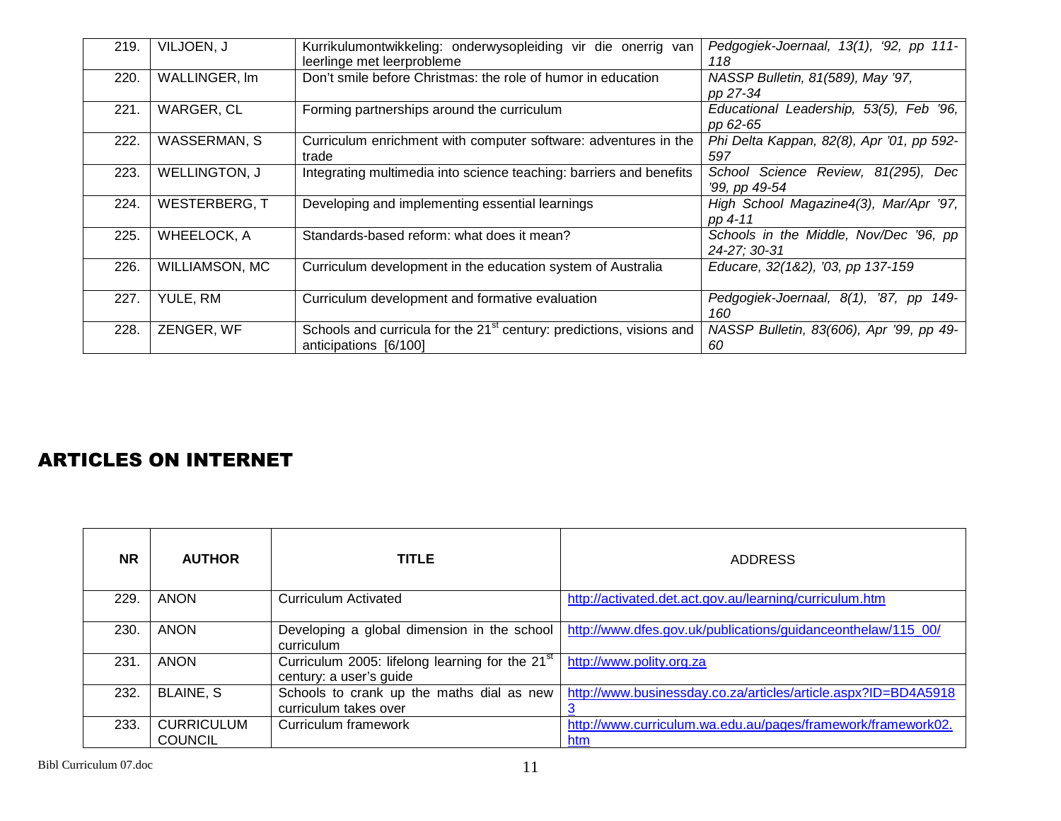| | | | |
|---|---|---|---|
| 219. | VILJOEN, J | Kurrikulumontwikkeling: onderwysopleiding vir die onerrig van leerlinge met leerprobleme | *Pedgogiek-Joernaal, 13(1), '92, pp 111-118* |
| 220. | WALLINGER, lm | Don't smile before Christmas: the role of humor in education | *NASSP Bulletin, 81(589), May '97, pp 27-34* |
| 221. | WARGER, CL | Forming partnerships around the curriculum | *Educational Leadership, 53(5), Feb '96, pp 62-65* |
| 222. | WASSERMAN, S | Curriculum enrichment with computer software: adventures in the trade | *Phi Delta Kappan, 82(8), Apr '01, pp 592-597* |
| 223. | WELLINGTON, J | Integrating multimedia into science teaching: barriers and benefits | *School Science Review, 81(295), Dec '99, pp 49-54* |
| 224. | WESTERBERG, T | Developing and implementing essential learnings | *High School Magazine4(3), Mar/Apr '97, pp 4-11* |
| 225. | WHEELOCK, A | Standards-based reform: what does it mean? | *Schools in the Middle, Nov/Dec '96, pp 24-27; 30-31* |
| 226. | WILLIAMSON, MC | Curriculum development in the education system of Australia | *Educare, 32(1&2), '03, pp 137-159* |
| 227. | YULE, RM | Curriculum development and formative evaluation | *Pedgogiek-Joernaal, 8(1), '87, pp 149-160* |
| 228. | ZENGER, WF | Schools and curricula for the 21st century: predictions, visions and anticipations [6/100] | *NASSP Bulletin, 83(606), Apr '99, pp 49-60* |

# ARTICLES ON INTERNET

| NR | AUTHOR | TITLE | ADDRESS |
|---|---|---|---|
| 229. | ANON | Curriculum Activated | http://activated.det.act.gov.au/learning/curriculum.htm |
| 230. | ANON | Developing a global dimension in the school curriculum | http://www.dfes.gov.uk/publications/guidanceonthelaw/115_00/ |
| 231. | ANON | Curriculum 2005: lifelong learning for the 21st century: a user's guide | http://www.polity.org.za |
| 232. | BLAINE, S | Schools to crank up the maths dial as new curriculum takes over | http://www.businessday.co.za/articles/article.aspx?ID=BD4A59183 |
| 233. | CURRICULUM COUNCIL | Curriculum framework | http://www.curriculum.wa.edu.au/pages/framework/framework02.htm |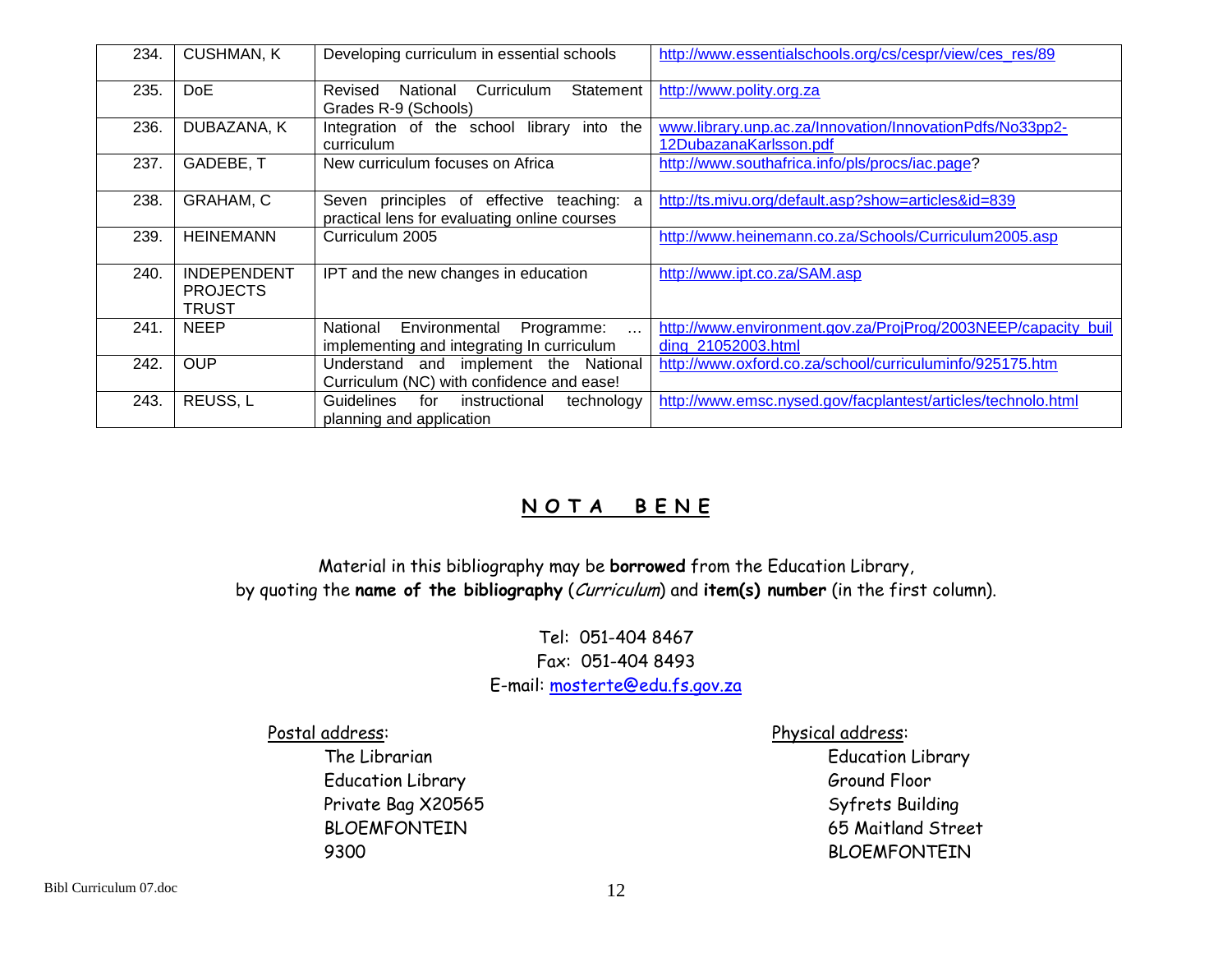| | | | |
|---|---|---|---|
| 234. | CUSHMAN, K | Developing curriculum in essential schools | http://www.essentialschools.org/cs/cespr/view/ces_res/89 |
| 235. | DoE | Revised National Curriculum Statement Grades R-9 (Schools) | http://www.polity.org.za |
| 236. | DUBAZANA, K | Integration of the school library into the curriculum | www.library.unp.ac.za/Innovation/InnovationPdfs/No33pp2-12DubazanaKarlsson.pdf |
| 237. | GADEBE, T | New curriculum focuses on Africa | http://www.southafrica.info/pls/procs/iac.page? |
| 238. | GRAHAM, C | Seven principles of effective teaching: a practical lens for evaluating online courses | http://ts.mivu.org/default.asp?show=articles&id=839 |
| 239. | HEINEMANN | Curriculum 2005 | http://www.heinemann.co.za/Schools/Curriculum2005.asp |
| 240. | INDEPENDENT PROJECTS TRUST | IPT and the new changes in education | http://www.ipt.co.za/SAM.asp |
| 241. | NEEP | National Environmental Programme: … implementing and integrating In curriculum | http://www.environment.gov.za/ProjProg/2003NEEP/capacity_building_21052003.html |
| 242. | OUP | Understand and implement the National Curriculum (NC) with confidence and ease! | http://www.oxford.co.za/school/curriculuminfo/925175.htm |
| 243. | REUSS, L | Guidelines for instructional technology planning and application | http://www.emsc.nysed.gov/facplantest/articles/technolo.html |

## NOTA BENE

Material in this bibliography may be **borrowed** from the Education Library, by quoting the **name of the bibliography** (*Curriculum*) and **item(s) number** (in the first column).

Tel: 051-404 8467
Fax: 051-404 8493
E-mail: mosterte@edu.fs.gov.za

Postal address:
The Librarian
Education Library
Private Bag X20565
BLOEMFONTEIN
9300

Physical address:
Education Library
Ground Floor
Syfrets Building
65 Maitland Street
BLOEMFONTEIN

Bibl Curriculum 07.doc